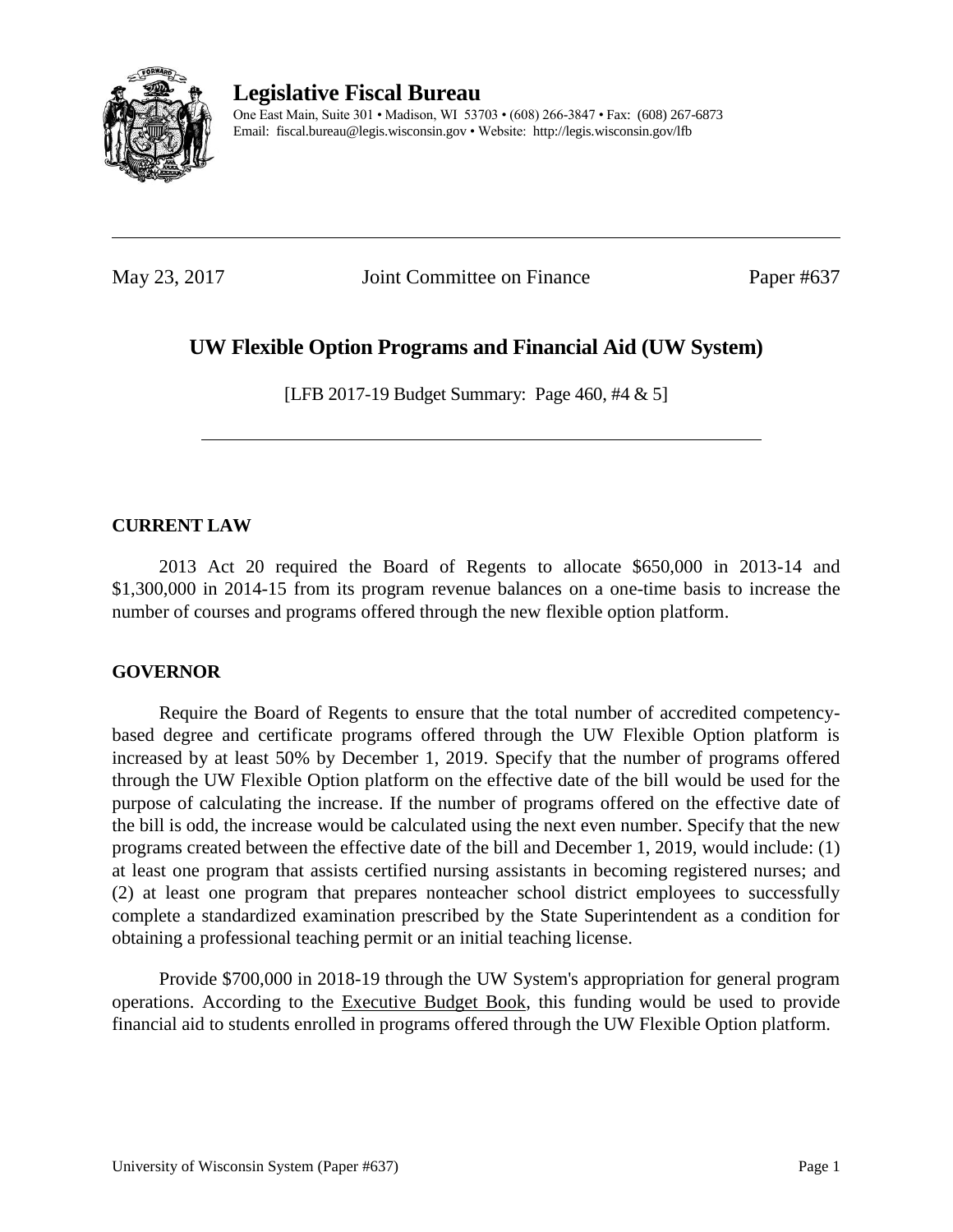**Legislative Fiscal Bureau**

One East Main, Suite 301 • Madison, WI 53703 • (608) 266-3847 • Fax: (608) 267-6873
Email: fiscal.bureau@legis.wisconsin.gov • Website: http://legis.wisconsin.gov/lfb

---

May 23, 2017 Joint Committee on Finance Paper #637

# UW Flexible Option Programs and Financial Aid (UW System)

[LFB 2017-19 Budget Summary: Page 460, #4 & 5]

---

## CURRENT LAW

2013 Act 20 required the Board of Regents to allocate $650,000 in 2013-14 and $1,300,000 in 2014-15 from its program revenue balances on a one-time basis to increase the number of courses and programs offered through the new flexible option platform.

## GOVERNOR

Require the Board of Regents to ensure that the total number of accredited competency-based degree and certificate programs offered through the UW Flexible Option platform is increased by at least 50% by December 1, 2019. Specify that the number of programs offered through the UW Flexible Option platform on the effective date of the bill would be used for the purpose of calculating the increase. If the number of programs offered on the effective date of the bill is odd, the increase would be calculated using the next even number. Specify that the new programs created between the effective date of the bill and December 1, 2019, would include: (1) at least one program that assists certified nursing assistants in becoming registered nurses; and (2) at least one program that prepares nonteacher school district employees to successfully complete a standardized examination prescribed by the State Superintendent as a condition for obtaining a professional teaching permit or an initial teaching license.

Provide $700,000 in 2018-19 through the UW System's appropriation for general program operations. According to the Executive Budget Book, this funding would be used to provide financial aid to students enrolled in programs offered through the UW Flexible Option platform.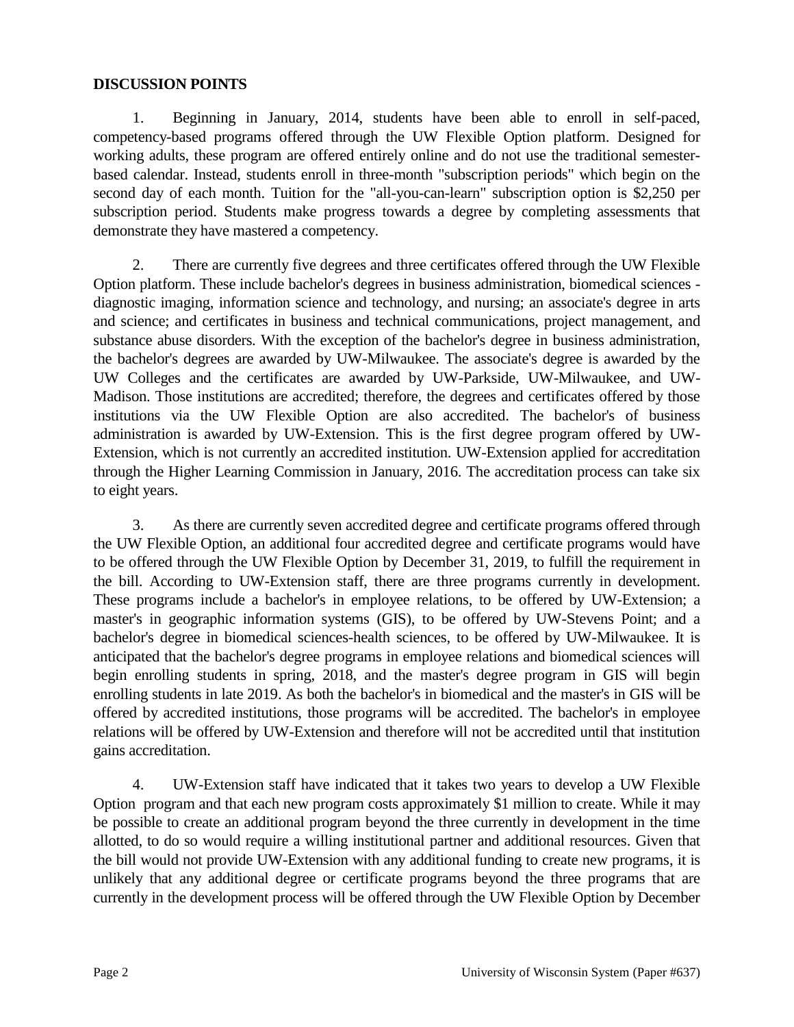**DISCUSSION POINTS**

1. Beginning in January, 2014, students have been able to enroll in self-paced, competency-based programs offered through the UW Flexible Option platform. Designed for working adults, these program are offered entirely online and do not use the traditional semester-based calendar. Instead, students enroll in three-month "subscription periods" which begin on the second day of each month. Tuition for the "all-you-can-learn" subscription option is $2,250 per subscription period. Students make progress towards a degree by completing assessments that demonstrate they have mastered a competency.

2. There are currently five degrees and three certificates offered through the UW Flexible Option platform. These include bachelor's degrees in business administration, biomedical sciences - diagnostic imaging, information science and technology, and nursing; an associate's degree in arts and science; and certificates in business and technical communications, project management, and substance abuse disorders. With the exception of the bachelor's degree in business administration, the bachelor's degrees are awarded by UW-Milwaukee. The associate's degree is awarded by the UW Colleges and the certificates are awarded by UW-Parkside, UW-Milwaukee, and UW-Madison. Those institutions are accredited; therefore, the degrees and certificates offered by those institutions via the UW Flexible Option are also accredited. The bachelor's of business administration is awarded by UW-Extension. This is the first degree program offered by UW-Extension, which is not currently an accredited institution. UW-Extension applied for accreditation through the Higher Learning Commission in January, 2016. The accreditation process can take six to eight years.

3. As there are currently seven accredited degree and certificate programs offered through the UW Flexible Option, an additional four accredited degree and certificate programs would have to be offered through the UW Flexible Option by December 31, 2019, to fulfill the requirement in the bill. According to UW-Extension staff, there are three programs currently in development. These programs include a bachelor's in employee relations, to be offered by UW-Extension; a master's in geographic information systems (GIS), to be offered by UW-Stevens Point; and a bachelor's degree in biomedical sciences-health sciences, to be offered by UW-Milwaukee. It is anticipated that the bachelor's degree programs in employee relations and biomedical sciences will begin enrolling students in spring, 2018, and the master's degree program in GIS will begin enrolling students in late 2019. As both the bachelor's in biomedical and the master's in GIS will be offered by accredited institutions, those programs will be accredited. The bachelor's in employee relations will be offered by UW-Extension and therefore will not be accredited until that institution gains accreditation.

4. UW-Extension staff have indicated that it takes two years to develop a UW Flexible Option program and that each new program costs approximately $1 million to create. While it may be possible to create an additional program beyond the three currently in development in the time allotted, to do so would require a willing institutional partner and additional resources. Given that the bill would not provide UW-Extension with any additional funding to create new programs, it is unlikely that any additional degree or certificate programs beyond the three programs that are currently in the development process will be offered through the UW Flexible Option by December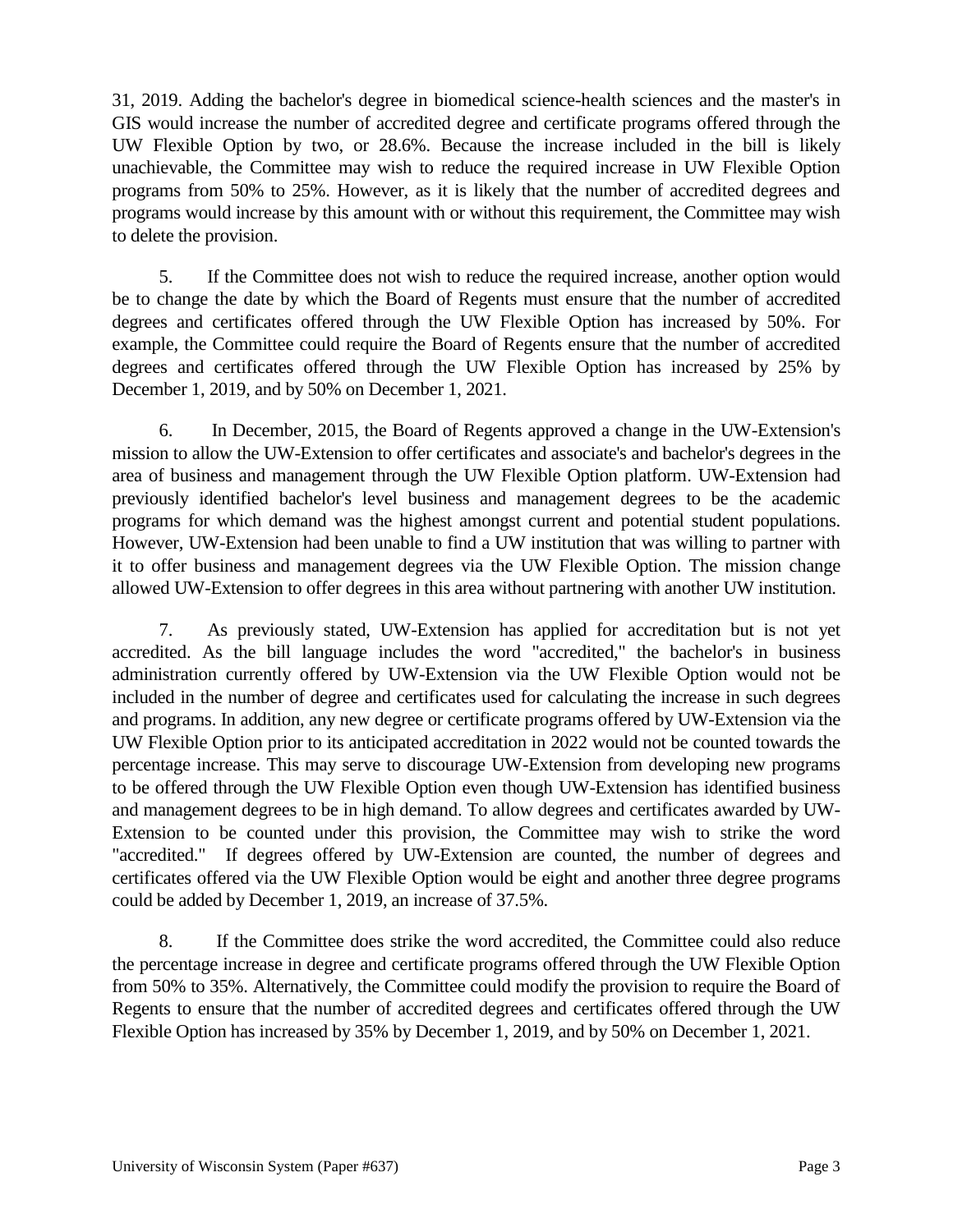31, 2019. Adding the bachelor's degree in biomedical science-health sciences and the master's in GIS would increase the number of accredited degree and certificate programs offered through the UW Flexible Option by two, or 28.6%. Because the increase included in the bill is likely unachievable, the Committee may wish to reduce the required increase in UW Flexible Option programs from 50% to 25%. However, as it is likely that the number of accredited degrees and programs would increase by this amount with or without this requirement, the Committee may wish to delete the provision.

5. If the Committee does not wish to reduce the required increase, another option would be to change the date by which the Board of Regents must ensure that the number of accredited degrees and certificates offered through the UW Flexible Option has increased by 50%. For example, the Committee could require the Board of Regents ensure that the number of accredited degrees and certificates offered through the UW Flexible Option has increased by 25% by December 1, 2019, and by 50% on December 1, 2021.

6. In December, 2015, the Board of Regents approved a change in the UW-Extension's mission to allow the UW-Extension to offer certificates and associate's and bachelor's degrees in the area of business and management through the UW Flexible Option platform. UW-Extension had previously identified bachelor's level business and management degrees to be the academic programs for which demand was the highest amongst current and potential student populations. However, UW-Extension had been unable to find a UW institution that was willing to partner with it to offer business and management degrees via the UW Flexible Option. The mission change allowed UW-Extension to offer degrees in this area without partnering with another UW institution.

7. As previously stated, UW-Extension has applied for accreditation but is not yet accredited. As the bill language includes the word "accredited," the bachelor's in business administration currently offered by UW-Extension via the UW Flexible Option would not be included in the number of degree and certificates used for calculating the increase in such degrees and programs. In addition, any new degree or certificate programs offered by UW-Extension via the UW Flexible Option prior to its anticipated accreditation in 2022 would not be counted towards the percentage increase. This may serve to discourage UW-Extension from developing new programs to be offered through the UW Flexible Option even though UW-Extension has identified business and management degrees to be in high demand. To allow degrees and certificates awarded by UW-Extension to be counted under this provision, the Committee may wish to strike the word "accredited." If degrees offered by UW-Extension are counted, the number of degrees and certificates offered via the UW Flexible Option would be eight and another three degree programs could be added by December 1, 2019, an increase of 37.5%.

8. If the Committee does strike the word accredited, the Committee could also reduce the percentage increase in degree and certificate programs offered through the UW Flexible Option from 50% to 35%. Alternatively, the Committee could modify the provision to require the Board of Regents to ensure that the number of accredited degrees and certificates offered through the UW Flexible Option has increased by 35% by December 1, 2019, and by 50% on December 1, 2021.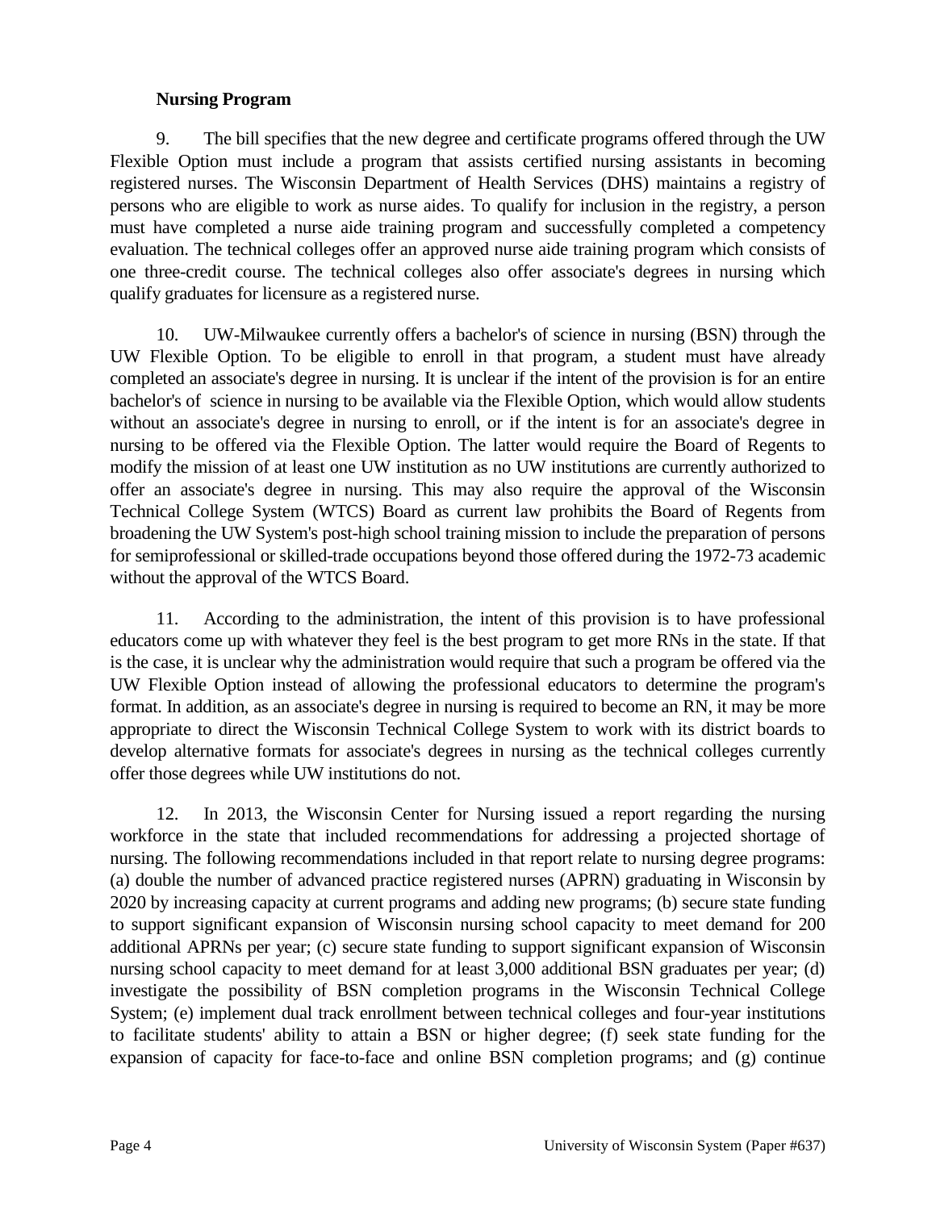**Nursing Program**

9. The bill specifies that the new degree and certificate programs offered through the UW Flexible Option must include a program that assists certified nursing assistants in becoming registered nurses. The Wisconsin Department of Health Services (DHS) maintains a registry of persons who are eligible to work as nurse aides. To qualify for inclusion in the registry, a person must have completed a nurse aide training program and successfully completed a competency evaluation. The technical colleges offer an approved nurse aide training program which consists of one three-credit course. The technical colleges also offer associate's degrees in nursing which qualify graduates for licensure as a registered nurse.

10. UW-Milwaukee currently offers a bachelor's of science in nursing (BSN) through the UW Flexible Option. To be eligible to enroll in that program, a student must have already completed an associate's degree in nursing. It is unclear if the intent of the provision is for an entire bachelor's of science in nursing to be available via the Flexible Option, which would allow students without an associate's degree in nursing to enroll, or if the intent is for an associate's degree in nursing to be offered via the Flexible Option. The latter would require the Board of Regents to modify the mission of at least one UW institution as no UW institutions are currently authorized to offer an associate's degree in nursing. This may also require the approval of the Wisconsin Technical College System (WTCS) Board as current law prohibits the Board of Regents from broadening the UW System's post-high school training mission to include the preparation of persons for semiprofessional or skilled-trade occupations beyond those offered during the 1972-73 academic without the approval of the WTCS Board.

11. According to the administration, the intent of this provision is to have professional educators come up with whatever they feel is the best program to get more RNs in the state. If that is the case, it is unclear why the administration would require that such a program be offered via the UW Flexible Option instead of allowing the professional educators to determine the program's format. In addition, as an associate's degree in nursing is required to become an RN, it may be more appropriate to direct the Wisconsin Technical College System to work with its district boards to develop alternative formats for associate's degrees in nursing as the technical colleges currently offer those degrees while UW institutions do not.

12. In 2013, the Wisconsin Center for Nursing issued a report regarding the nursing workforce in the state that included recommendations for addressing a projected shortage of nursing. The following recommendations included in that report relate to nursing degree programs: (a) double the number of advanced practice registered nurses (APRN) graduating in Wisconsin by 2020 by increasing capacity at current programs and adding new programs; (b) secure state funding to support significant expansion of Wisconsin nursing school capacity to meet demand for 200 additional APRNs per year; (c) secure state funding to support significant expansion of Wisconsin nursing school capacity to meet demand for at least 3,000 additional BSN graduates per year; (d) investigate the possibility of BSN completion programs in the Wisconsin Technical College System; (e) implement dual track enrollment between technical colleges and four-year institutions to facilitate students' ability to attain a BSN or higher degree; (f) seek state funding for the expansion of capacity for face-to-face and online BSN completion programs; and (g) continue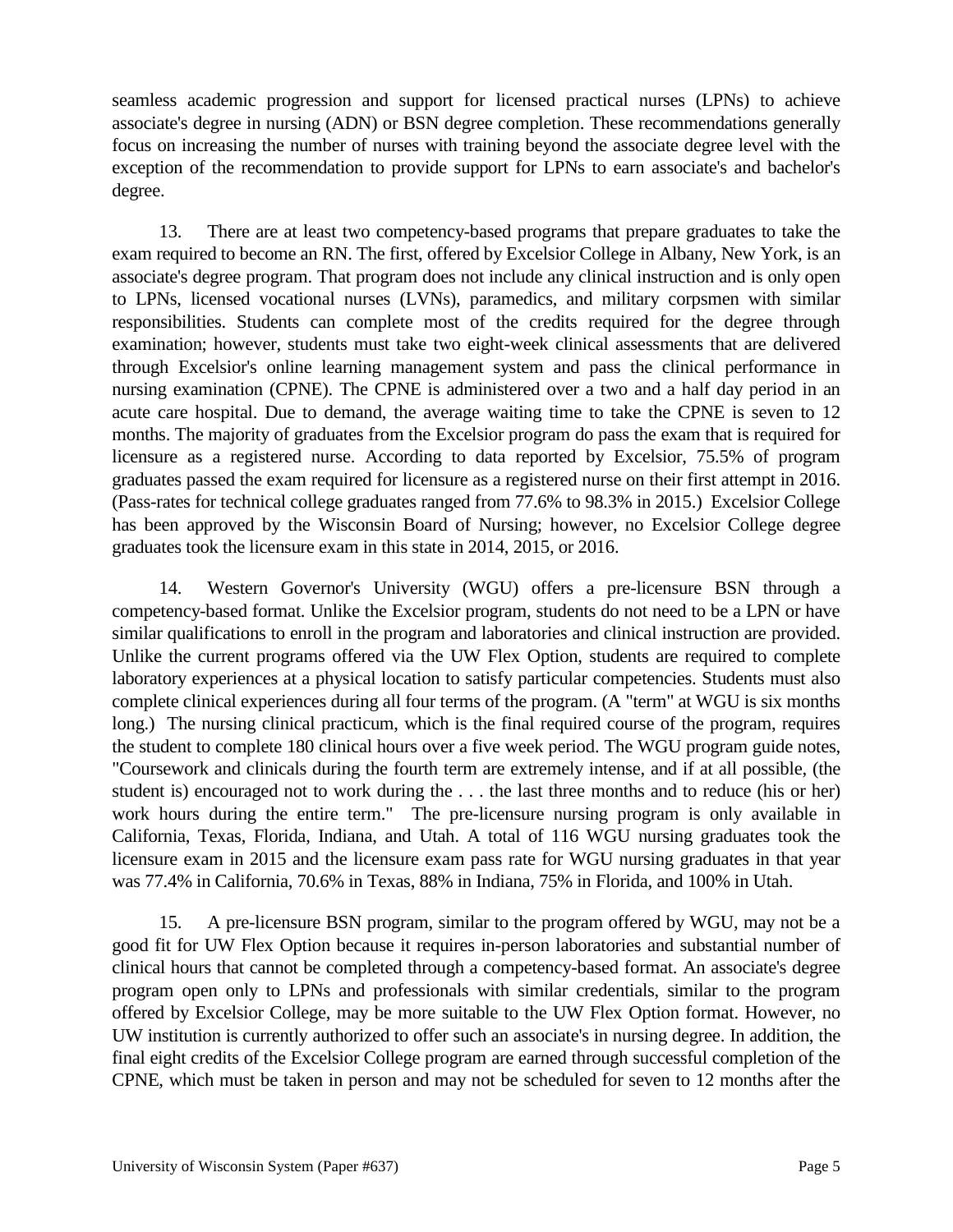seamless academic progression and support for licensed practical nurses (LPNs) to achieve associate's degree in nursing (ADN) or BSN degree completion. These recommendations generally focus on increasing the number of nurses with training beyond the associate degree level with the exception of the recommendation to provide support for LPNs to earn associate's and bachelor's degree.

13. There are at least two competency-based programs that prepare graduates to take the exam required to become an RN. The first, offered by Excelsior College in Albany, New York, is an associate's degree program. That program does not include any clinical instruction and is only open to LPNs, licensed vocational nurses (LVNs), paramedics, and military corpsmen with similar responsibilities. Students can complete most of the credits required for the degree through examination; however, students must take two eight-week clinical assessments that are delivered through Excelsior's online learning management system and pass the clinical performance in nursing examination (CPNE). The CPNE is administered over a two and a half day period in an acute care hospital. Due to demand, the average waiting time to take the CPNE is seven to 12 months. The majority of graduates from the Excelsior program do pass the exam that is required for licensure as a registered nurse. According to data reported by Excelsior, 75.5% of program graduates passed the exam required for licensure as a registered nurse on their first attempt in 2016. (Pass-rates for technical college graduates ranged from 77.6% to 98.3% in 2015.) Excelsior College has been approved by the Wisconsin Board of Nursing; however, no Excelsior College degree graduates took the licensure exam in this state in 2014, 2015, or 2016.

14. Western Governor's University (WGU) offers a pre-licensure BSN through a competency-based format. Unlike the Excelsior program, students do not need to be a LPN or have similar qualifications to enroll in the program and laboratories and clinical instruction are provided. Unlike the current programs offered via the UW Flex Option, students are required to complete laboratory experiences at a physical location to satisfy particular competencies. Students must also complete clinical experiences during all four terms of the program. (A "term" at WGU is six months long.) The nursing clinical practicum, which is the final required course of the program, requires the student to complete 180 clinical hours over a five week period. The WGU program guide notes, "Coursework and clinicals during the fourth term are extremely intense, and if at all possible, (the student is) encouraged not to work during the . . . the last three months and to reduce (his or her) work hours during the entire term." The pre-licensure nursing program is only available in California, Texas, Florida, Indiana, and Utah. A total of 116 WGU nursing graduates took the licensure exam in 2015 and the licensure exam pass rate for WGU nursing graduates in that year was 77.4% in California, 70.6% in Texas, 88% in Indiana, 75% in Florida, and 100% in Utah.

15. A pre-licensure BSN program, similar to the program offered by WGU, may not be a good fit for UW Flex Option because it requires in-person laboratories and substantial number of clinical hours that cannot be completed through a competency-based format. An associate's degree program open only to LPNs and professionals with similar credentials, similar to the program offered by Excelsior College, may be more suitable to the UW Flex Option format. However, no UW institution is currently authorized to offer such an associate's in nursing degree. In addition, the final eight credits of the Excelsior College program are earned through successful completion of the CPNE, which must be taken in person and may not be scheduled for seven to 12 months after the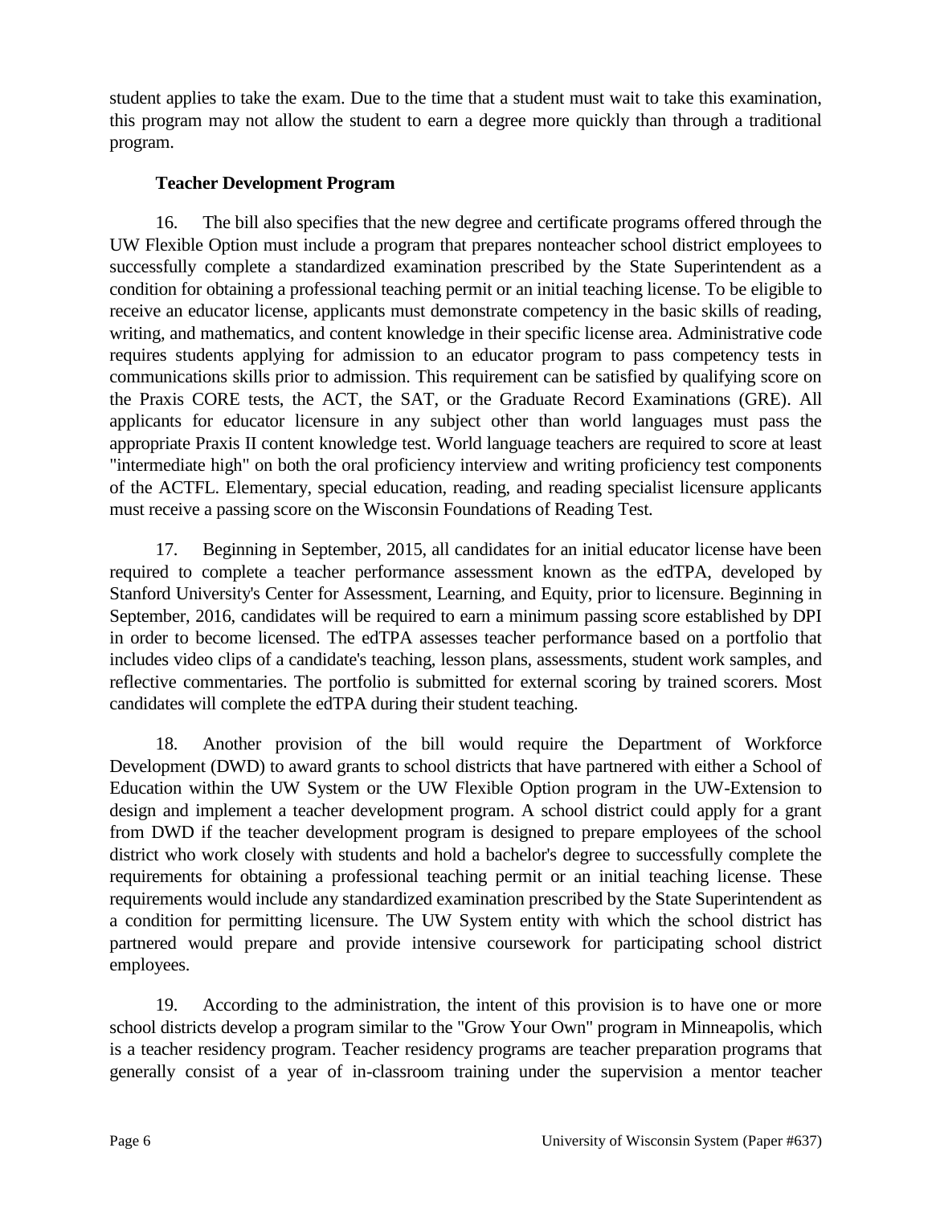student applies to take the exam. Due to the time that a student must wait to take this examination, this program may not allow the student to earn a degree more quickly than through a traditional program.

**Teacher Development Program**

16. The bill also specifies that the new degree and certificate programs offered through the UW Flexible Option must include a program that prepares nonteacher school district employees to successfully complete a standardized examination prescribed by the State Superintendent as a condition for obtaining a professional teaching permit or an initial teaching license. To be eligible to receive an educator license, applicants must demonstrate competency in the basic skills of reading, writing, and mathematics, and content knowledge in their specific license area. Administrative code requires students applying for admission to an educator program to pass competency tests in communications skills prior to admission. This requirement can be satisfied by qualifying score on the Praxis CORE tests, the ACT, the SAT, or the Graduate Record Examinations (GRE). All applicants for educator licensure in any subject other than world languages must pass the appropriate Praxis II content knowledge test. World language teachers are required to score at least "intermediate high" on both the oral proficiency interview and writing proficiency test components of the ACTFL. Elementary, special education, reading, and reading specialist licensure applicants must receive a passing score on the Wisconsin Foundations of Reading Test.

17. Beginning in September, 2015, all candidates for an initial educator license have been required to complete a teacher performance assessment known as the edTPA, developed by Stanford University's Center for Assessment, Learning, and Equity, prior to licensure. Beginning in September, 2016, candidates will be required to earn a minimum passing score established by DPI in order to become licensed. The edTPA assesses teacher performance based on a portfolio that includes video clips of a candidate's teaching, lesson plans, assessments, student work samples, and reflective commentaries. The portfolio is submitted for external scoring by trained scorers. Most candidates will complete the edTPA during their student teaching.

18. Another provision of the bill would require the Department of Workforce Development (DWD) to award grants to school districts that have partnered with either a School of Education within the UW System or the UW Flexible Option program in the UW-Extension to design and implement a teacher development program. A school district could apply for a grant from DWD if the teacher development program is designed to prepare employees of the school district who work closely with students and hold a bachelor's degree to successfully complete the requirements for obtaining a professional teaching permit or an initial teaching license. These requirements would include any standardized examination prescribed by the State Superintendent as a condition for permitting licensure. The UW System entity with which the school district has partnered would prepare and provide intensive coursework for participating school district employees.

19. According to the administration, the intent of this provision is to have one or more school districts develop a program similar to the "Grow Your Own" program in Minneapolis, which is a teacher residency program. Teacher residency programs are teacher preparation programs that generally consist of a year of in-classroom training under the supervision a mentor teacher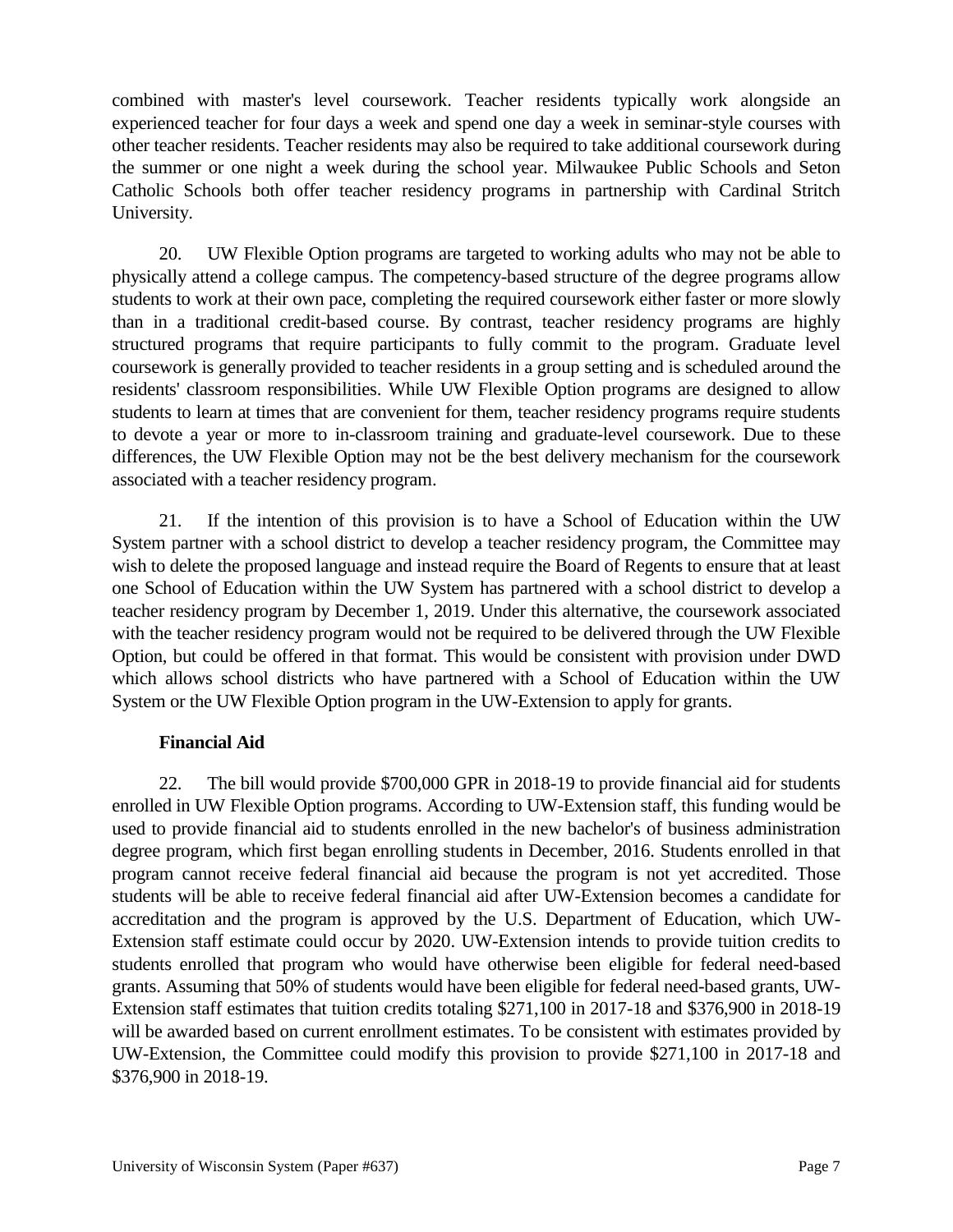combined with master's level coursework. Teacher residents typically work alongside an experienced teacher for four days a week and spend one day a week in seminar-style courses with other teacher residents. Teacher residents may also be required to take additional coursework during the summer or one night a week during the school year. Milwaukee Public Schools and Seton Catholic Schools both offer teacher residency programs in partnership with Cardinal Stritch University.

20. UW Flexible Option programs are targeted to working adults who may not be able to physically attend a college campus. The competency-based structure of the degree programs allow students to work at their own pace, completing the required coursework either faster or more slowly than in a traditional credit-based course. By contrast, teacher residency programs are highly structured programs that require participants to fully commit to the program. Graduate level coursework is generally provided to teacher residents in a group setting and is scheduled around the residents' classroom responsibilities. While UW Flexible Option programs are designed to allow students to learn at times that are convenient for them, teacher residency programs require students to devote a year or more to in-classroom training and graduate-level coursework. Due to these differences, the UW Flexible Option may not be the best delivery mechanism for the coursework associated with a teacher residency program.

21. If the intention of this provision is to have a School of Education within the UW System partner with a school district to develop a teacher residency program, the Committee may wish to delete the proposed language and instead require the Board of Regents to ensure that at least one School of Education within the UW System has partnered with a school district to develop a teacher residency program by December 1, 2019. Under this alternative, the coursework associated with the teacher residency program would not be required to be delivered through the UW Flexible Option, but could be offered in that format. This would be consistent with provision under DWD which allows school districts who have partnered with a School of Education within the UW System or the UW Flexible Option program in the UW-Extension to apply for grants.

**Financial Aid**

22. The bill would provide $700,000 GPR in 2018-19 to provide financial aid for students enrolled in UW Flexible Option programs. According to UW-Extension staff, this funding would be used to provide financial aid to students enrolled in the new bachelor's of business administration degree program, which first began enrolling students in December, 2016. Students enrolled in that program cannot receive federal financial aid because the program is not yet accredited. Those students will be able to receive federal financial aid after UW-Extension becomes a candidate for accreditation and the program is approved by the U.S. Department of Education, which UW-Extension staff estimate could occur by 2020. UW-Extension intends to provide tuition credits to students enrolled that program who would have otherwise been eligible for federal need-based grants. Assuming that 50% of students would have been eligible for federal need-based grants, UW-Extension staff estimates that tuition credits totaling $271,100 in 2017-18 and $376,900 in 2018-19 will be awarded based on current enrollment estimates. To be consistent with estimates provided by UW-Extension, the Committee could modify this provision to provide $271,100 in 2017-18 and $376,900 in 2018-19.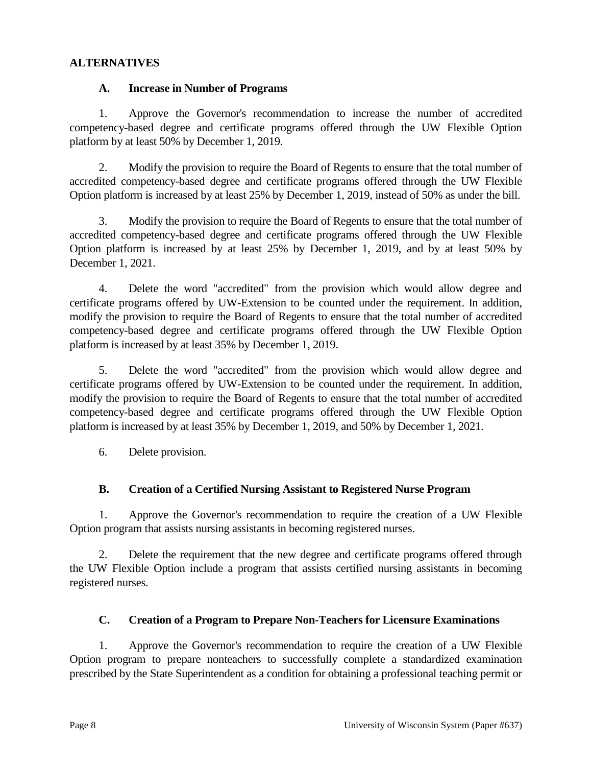## ALTERNATIVES

### A. Increase in Number of Programs

1. Approve the Governor's recommendation to increase the number of accredited competency-based degree and certificate programs offered through the UW Flexible Option platform by at least 50% by December 1, 2019.

2. Modify the provision to require the Board of Regents to ensure that the total number of accredited competency-based degree and certificate programs offered through the UW Flexible Option platform is increased by at least 25% by December 1, 2019, instead of 50% as under the bill.

3. Modify the provision to require the Board of Regents to ensure that the total number of accredited competency-based degree and certificate programs offered through the UW Flexible Option platform is increased by at least 25% by December 1, 2019, and by at least 50% by December 1, 2021.

4. Delete the word "accredited" from the provision which would allow degree and certificate programs offered by UW-Extension to be counted under the requirement. In addition, modify the provision to require the Board of Regents to ensure that the total number of accredited competency-based degree and certificate programs offered through the UW Flexible Option platform is increased by at least 35% by December 1, 2019.

5. Delete the word "accredited" from the provision which would allow degree and certificate programs offered by UW-Extension to be counted under the requirement. In addition, modify the provision to require the Board of Regents to ensure that the total number of accredited competency-based degree and certificate programs offered through the UW Flexible Option platform is increased by at least 35% by December 1, 2019, and 50% by December 1, 2021.

6. Delete provision.

### B. Creation of a Certified Nursing Assistant to Registered Nurse Program

1. Approve the Governor's recommendation to require the creation of a UW Flexible Option program that assists nursing assistants in becoming registered nurses.

2. Delete the requirement that the new degree and certificate programs offered through the UW Flexible Option include a program that assists certified nursing assistants in becoming registered nurses.

### C. Creation of a Program to Prepare Non-Teachers for Licensure Examinations

1. Approve the Governor's recommendation to require the creation of a UW Flexible Option program to prepare nonteachers to successfully complete a standardized examination prescribed by the State Superintendent as a condition for obtaining a professional teaching permit or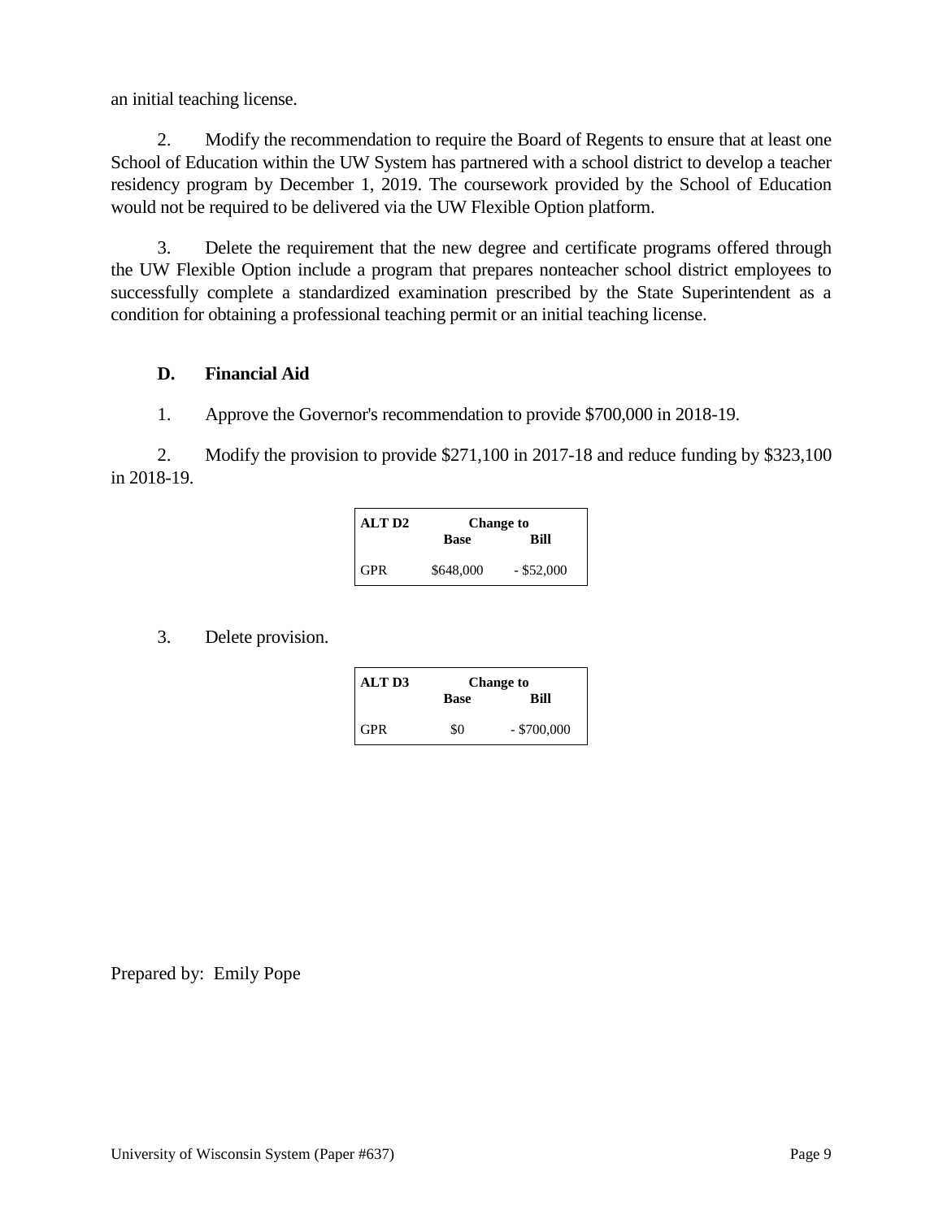an initial teaching license.

2. Modify the recommendation to require the Board of Regents to ensure that at least one School of Education within the UW System has partnered with a school district to develop a teacher residency program by December 1, 2019. The coursework provided by the School of Education would not be required to be delivered via the UW Flexible Option platform.

3. Delete the requirement that the new degree and certificate programs offered through the UW Flexible Option include a program that prepares nonteacher school district employees to successfully complete a standardized examination prescribed by the State Superintendent as a condition for obtaining a professional teaching permit or an initial teaching license.

**D. Financial Aid**

1. Approve the Governor's recommendation to provide $700,000 in 2018-19.

2. Modify the provision to provide $271,100 in 2017-18 and reduce funding by $323,100 in 2018-19.

| ALT D2 | Change to | |
|---|---|---|
| | Base | Bill |
| GPR | $648,000 | - $52,000 |

3. Delete provision.

| ALT D3 | Change to | |
|---|---|---|
| | Base | Bill |
| GPR | $0 | - $700,000 |

Prepared by: Emily Pope